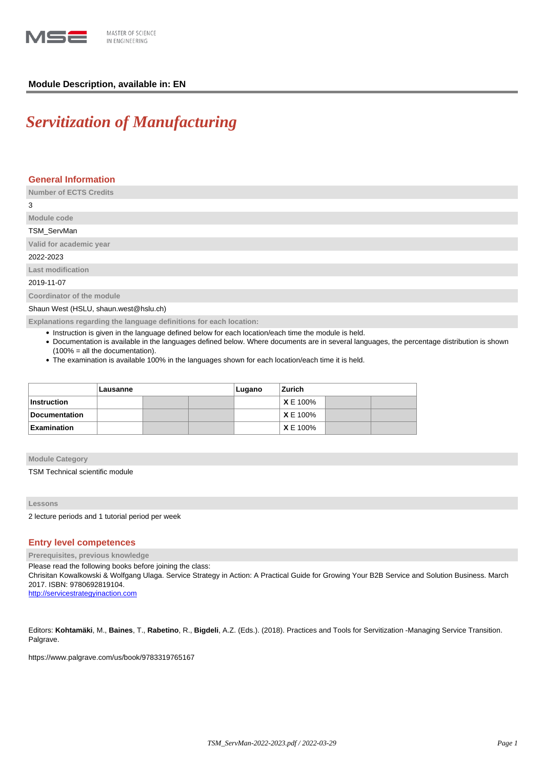**Module Description, available in: EN**

# *Servitization of Manufacturing*

## General Information

**Number of ECTS Credits**

3

**Module code**

TSM_ServMan

**Valid for academic year**

2022-2023

**Last modification**

2019-11-07

**Coordinator of the module**

Shaun West (HSLU, shaun.west@hslu.ch)

**Explanations regarding the language definitions for each location:**

- Instruction is given in the language defined below for each location/each time the module is held.
- Documentation is available in the languages defined below. Where documents are in several languages, the percentage distribution is shown (100% = all the documentation).
- The examination is available 100% in the languages shown for each location/each time it is held.

| | Lausanne | | | Lugano | Zurich | | |
|---|---|---|---|---|---|---|---|
| **Instruction** | | | | | **X** E 100% | | |
| **Documentation** | | | | | **X** E 100% | | |
| **Examination** | | | | | **X** E 100% | | |

**Module Category**

TSM Technical scientific module

**Lessons**

2 lecture periods and 1 tutorial period per week

## Entry level competences

**Prerequisites, previous knowledge**

Please read the following books before joining the class:
Chrisitan Kowalkowski & Wolfgang Ulaga. Service Strategy in Action: A Practical Guide for Growing Your B2B Service and Solution Business. March 2017. ISBN: 9780692819104.
http://servicestrategyinaction.com

Editors: **Kohtamäki**, M., **Baines**, T., **Rabetino**, R., **Bigdeli**, A.Z. (Eds.). (2018). Practices and Tools for Servitization -Managing Service Transition. Palgrave.

https://www.palgrave.com/us/book/9783319765167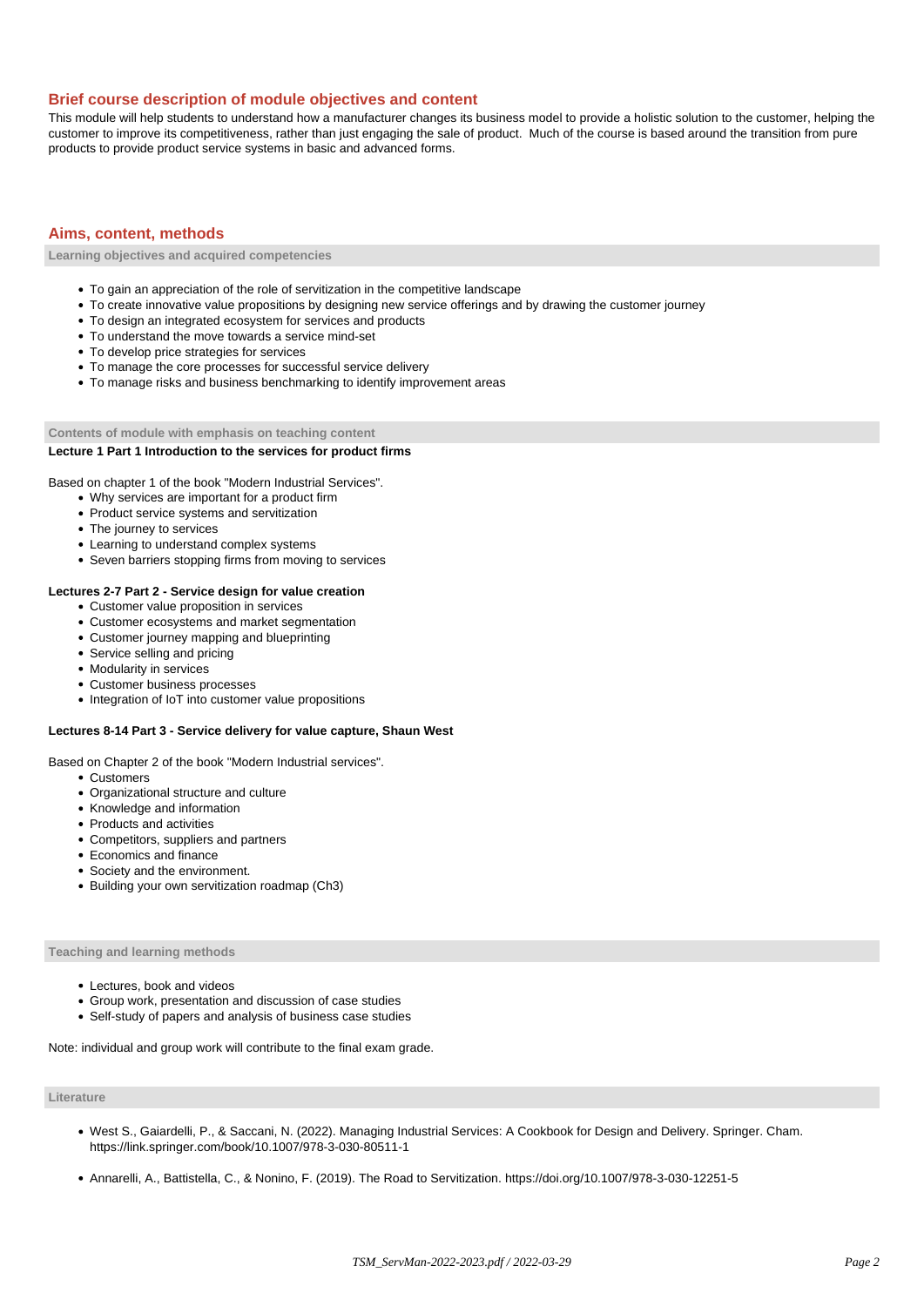## Brief course description of module objectives and content

This module will help students to understand how a manufacturer changes its business model to provide a holistic solution to the customer, helping the customer to improve its competitiveness, rather than just engaging the sale of product. Much of the course is based around the transition from pure products to provide product service systems in basic and advanced forms.

## Aims, content, methods

### Learning objectives and acquired competencies

- To gain an appreciation of the role of servitization in the competitive landscape
- To create innovative value propositions by designing new service offerings and by drawing the customer journey
- To design an integrated ecosystem for services and products
- To understand the move towards a service mind-set
- To develop price strategies for services
- To manage the core processes for successful service delivery
- To manage risks and business benchmarking to identify improvement areas

### Contents of module with emphasis on teaching content

**Lecture 1 Part 1 Introduction to the services for product firms**

Based on chapter 1 of the book "Modern Industrial Services".

- Why services are important for a product firm
- Product service systems and servitization
- The journey to services
- Learning to understand complex systems
- Seven barriers stopping firms from moving to services

**Lectures 2-7 Part 2 - Service design for value creation**

- Customer value proposition in services
- Customer ecosystems and market segmentation
- Customer journey mapping and blueprinting
- Service selling and pricing
- Modularity in services
- Customer business processes
- Integration of IoT into customer value propositions

**Lectures 8-14 Part 3 - Service delivery for value capture, Shaun West**

Based on Chapter 2 of the book "Modern Industrial services".

- Customers
- Organizational structure and culture
- Knowledge and information
- Products and activities
- Competitors, suppliers and partners
- Economics and finance
- Society and the environment.
- Building your own servitization roadmap (Ch3)

### Teaching and learning methods

- Lectures, book and videos
- Group work, presentation and discussion of case studies
- Self-study of papers and analysis of business case studies

Note: individual and group work will contribute to the final exam grade.

### Literature

- West S., Gaiardelli, P., & Saccani, N. (2022). Managing Industrial Services: A Cookbook for Design and Delivery. Springer. Cham. https://link.springer.com/book/10.1007/978-3-030-80511-1

- Annarelli, A., Battistella, C., & Nonino, F. (2019). The Road to Servitization. https://doi.org/10.1007/978-3-030-12251-5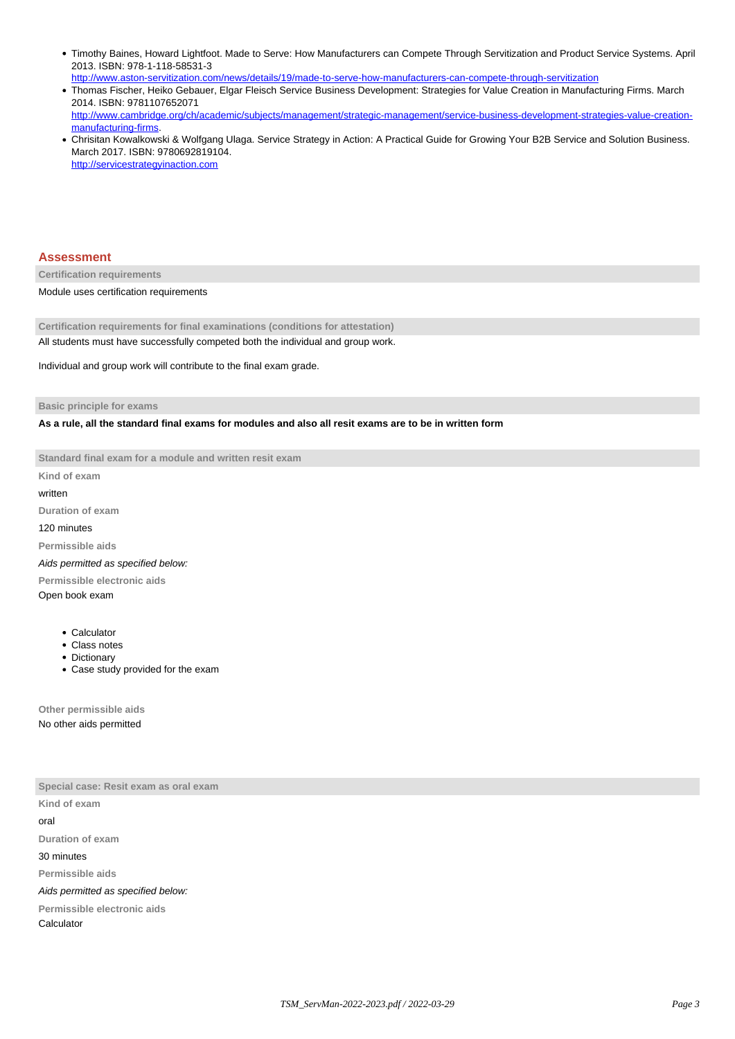- Timothy Baines, Howard Lightfoot. Made to Serve: How Manufacturers can Compete Through Servitization and Product Service Systems. April 2013. ISBN: 978-1-118-58531-3
  http://www.aston-servitization.com/news/details/19/made-to-serve-how-manufacturers-can-compete-through-servitization
- Thomas Fischer, Heiko Gebauer, Elgar Fleisch Service Business Development: Strategies for Value Creation in Manufacturing Firms. March 2014. ISBN: 9781107652071
  http://www.cambridge.org/ch/academic/subjects/management/strategic-management/service-business-development-strategies-value-creation-manufacturing-firms.
- Chrisitan Kowalkowski & Wolfgang Ulaga. Service Strategy in Action: A Practical Guide for Growing Your B2B Service and Solution Business. March 2017. ISBN: 9780692819104.
  http://servicestrategyinaction.com

## Assessment

**Certification requirements**

Module uses certification requirements

**Certification requirements for final examinations (conditions for attestation)**

All students must have successfully competed both the individual and group work.

Individual and group work will contribute to the final exam grade.

**Basic principle for exams**

**As a rule, all the standard final exams for modules and also all resit exams are to be in written form**

**Standard final exam for a module and written resit exam**

**Kind of exam**

written

**Duration of exam**

120 minutes

**Permissible aids**

*Aids permitted as specified below:*

**Permissible electronic aids**

Open book exam

- Calculator
- Class notes
- Dictionary
- Case study provided for the exam

**Other permissible aids**

No other aids permitted

**Special case: Resit exam as oral exam**

**Kind of exam**

oral

**Duration of exam**

30 minutes

**Permissible aids**

*Aids permitted as specified below:*

**Permissible electronic aids**

Calculator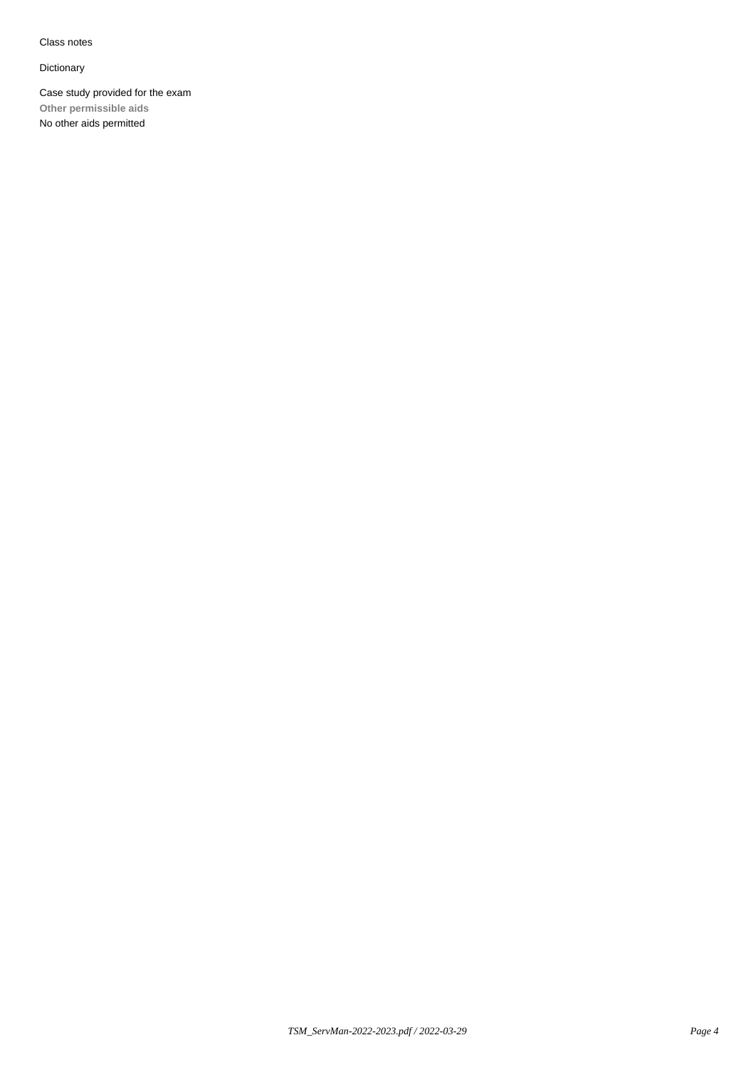Class notes

Dictionary

Case study provided for the exam

**Other permissible aids**

No other aids permitted